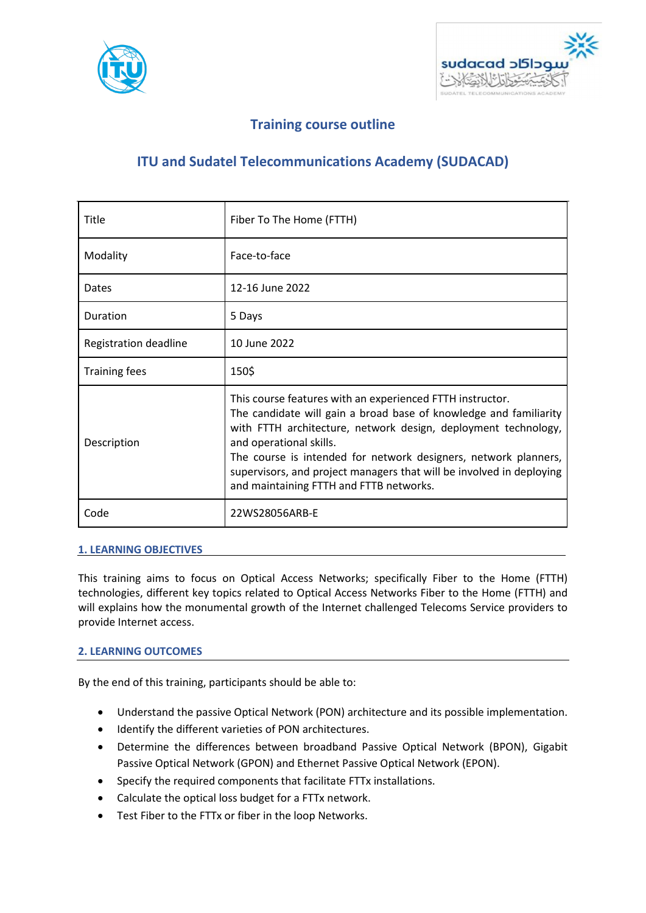## Training course outline

## ITU and Sudatel Telecommunications Academy (SUDACAD)

| Title | Fiber To The Home (FTTH) |
|---|---|
| Modality | Face-to-face |
| Dates | 12-16 June 2022 |
| Duration | 5 Days |
| Registration deadline | 10 June 2022 |
| Training fees | 150$ |
| Description | This course features with an experienced FTTH instructor. The candidate will gain a broad base of knowledge and familiarity with FTTH architecture, network design, deployment technology, and operational skills. The course is intended for network designers, network planners, supervisors, and project managers that will be involved in deploying and maintaining FTTH and FTTB networks. |
| Code | 22WS28056ARB-E |

### 1. LEARNING OBJECTIVES

This training aims to focus on Optical Access Networks; specifically Fiber to the Home (FTTH) technologies, different key topics related to Optical Access Networks Fiber to the Home (FTTH) and will explains how the monumental growth of the Internet challenged Telecoms Service providers to provide Internet access.

### 2. LEARNING OUTCOMES

By the end of this training, participants should be able to:

- Understand the passive Optical Network (PON) architecture and its possible implementation.
- Identify the different varieties of PON architectures.
- Determine the differences between broadband Passive Optical Network (BPON), Gigabit Passive Optical Network (GPON) and Ethernet Passive Optical Network (EPON).
- Specify the required components that facilitate FTTx installations.
- Calculate the optical loss budget for a FTTx network.
- Test Fiber to the FTTx or fiber in the loop Networks.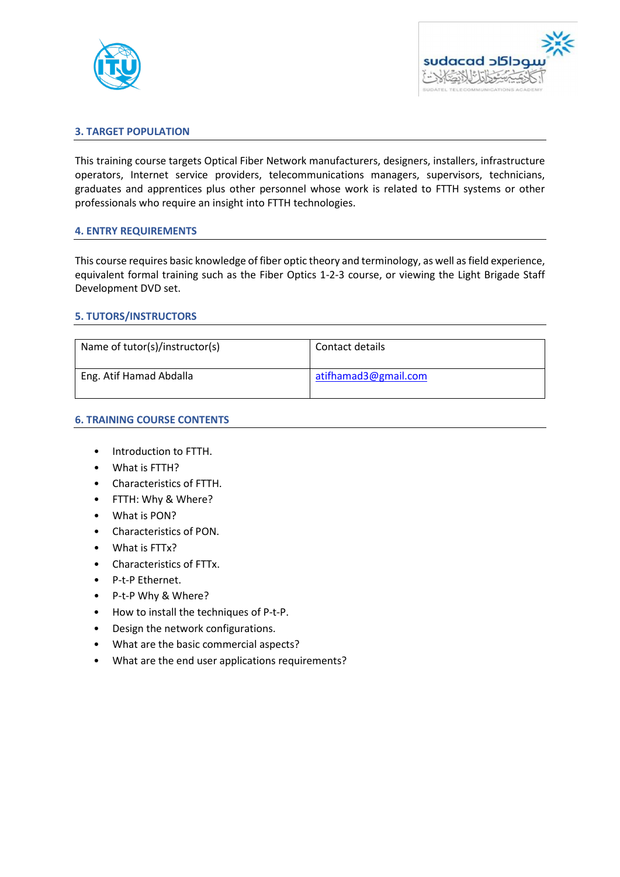## 3. TARGET POPULATION

This training course targets Optical Fiber Network manufacturers, designers, installers, infrastructure operators, Internet service providers, telecommunications managers, supervisors, technicians, graduates and apprentices plus other personnel whose work is related to FTTH systems or other professionals who require an insight into FTTH technologies.

## 4. ENTRY REQUIREMENTS

This course requires basic knowledge of fiber optic theory and terminology, as well as field experience, equivalent formal training such as the Fiber Optics 1-2-3 course, or viewing the Light Brigade Staff Development DVD set.

## 5. TUTORS/INSTRUCTORS

| Name of tutor(s)/instructor(s) | Contact details |
| --- | --- |
| Eng. Atif Hamad Abdalla | atifhamad3@gmail.com |

## 6. TRAINING COURSE CONTENTS

- Introduction to FTTH.
- What is FTTH?
- Characteristics of FTTH.
- FTTH: Why & Where?
- What is PON?
- Characteristics of PON.
- What is FTTx?
- Characteristics of FTTx.
- P-t-P Ethernet.
- P-t-P Why & Where?
- How to install the techniques of P-t-P.
- Design the network configurations.
- What are the basic commercial aspects?
- What are the end user applications requirements?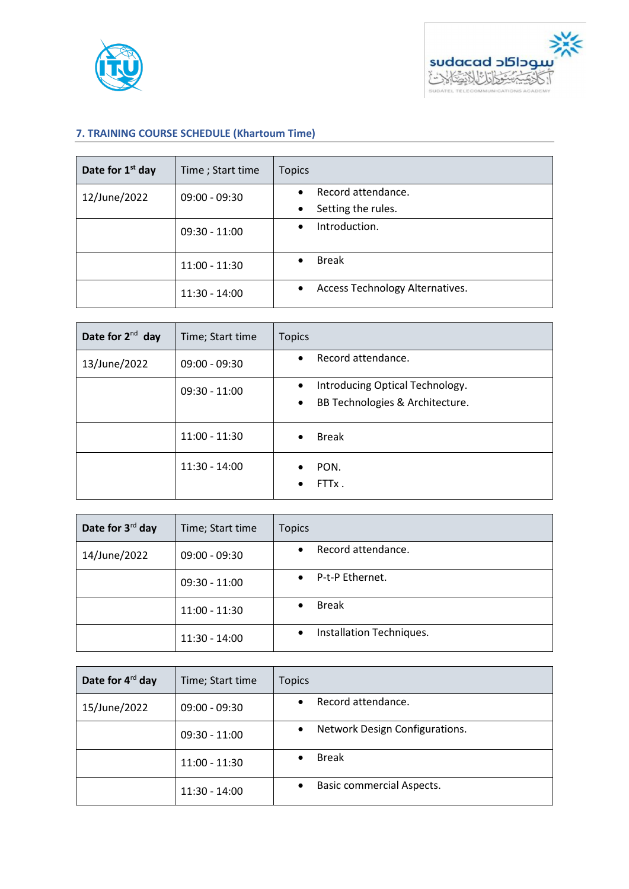## 7. TRAINING COURSE SCHEDULE (Khartoum Time)

| **Date for 1st day** | Time ; Start time | Topics |
|---|---|---|
| 12/June/2022 | 09:00 - 09:30 | • Record attendance.<br>• Setting the rules. |
| | 09:30 - 11:00 | • Introduction. |
| | 11:00 - 11:30 | • Break |
| | 11:30 - 14:00 | • Access Technology Alternatives. |

| **Date for 2nd day** | Time; Start time | Topics |
|---|---|---|
| 13/June/2022 | 09:00 - 09:30 | • Record attendance. |
| | 09:30 - 11:00 | • Introducing Optical Technology.<br>• BB Technologies & Architecture. |
| | 11:00 - 11:30 | • Break |
| | 11:30 - 14:00 | • PON.<br>• FTTx . |

| **Date for 3rd day** | Time; Start time | Topics |
|---|---|---|
| 14/June/2022 | 09:00 - 09:30 | • Record attendance. |
| | 09:30 - 11:00 | • P-t-P Ethernet. |
| | 11:00 - 11:30 | • Break |
| | 11:30 - 14:00 | • Installation Techniques. |

| **Date for 4rd day** | Time; Start time | Topics |
|---|---|---|
| 15/June/2022 | 09:00 - 09:30 | • Record attendance. |
| | 09:30 - 11:00 | • Network Design Configurations. |
| | 11:00 - 11:30 | • Break |
| | 11:30 - 14:00 | • Basic commercial Aspects. |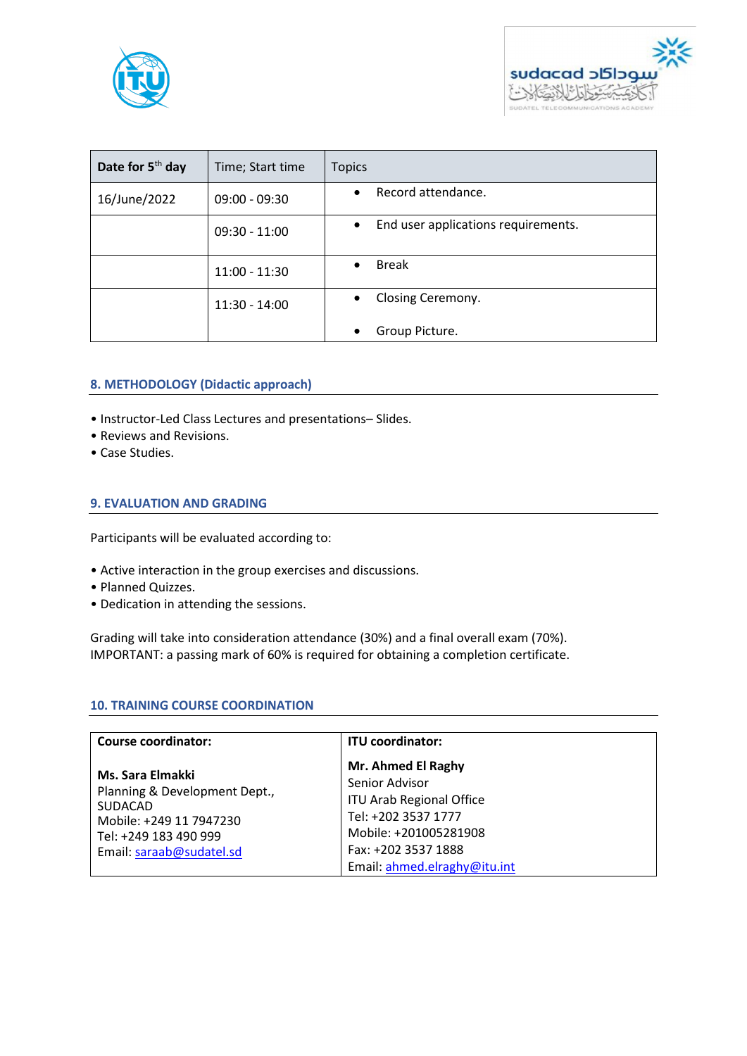| Date for 5th day | Time; Start time | Topics |
| --- | --- | --- |
| 16/June/2022 | 09:00 - 09:30 | • Record attendance. |
| | 09:30 - 11:00 | • End user applications requirements. |
| | 11:00 - 11:30 | • Break |
| | 11:30 - 14:00 | • Closing Ceremony.<br>• Group Picture. |

## 8. METHODOLOGY (Didactic approach)

- Instructor-Led Class Lectures and presentations– Slides.
- Reviews and Revisions.
- Case Studies.

## 9. EVALUATION AND GRADING

Participants will be evaluated according to:

- Active interaction in the group exercises and discussions.
- Planned Quizzes.
- Dedication in attending the sessions.

Grading will take into consideration attendance (30%) and a final overall exam (70%).
IMPORTANT: a passing mark of 60% is required for obtaining a completion certificate.

## 10. TRAINING COURSE COORDINATION

| Course coordinator: | ITU coordinator: |
| --- | --- |
| **Ms. Sara Elmakki**<br>Planning & Development Dept.,<br>SUDACAD<br>Mobile: +249 11 7947230<br>Tel: +249 183 490 999<br>Email: saraab@sudatel.sd | **Mr. Ahmed El Raghy**<br>Senior Advisor<br>ITU Arab Regional Office<br>Tel: +202 3537 1777<br>Mobile: +201005281908<br>Fax: +202 3537 1888<br>Email: ahmed.elraghy@itu.int |